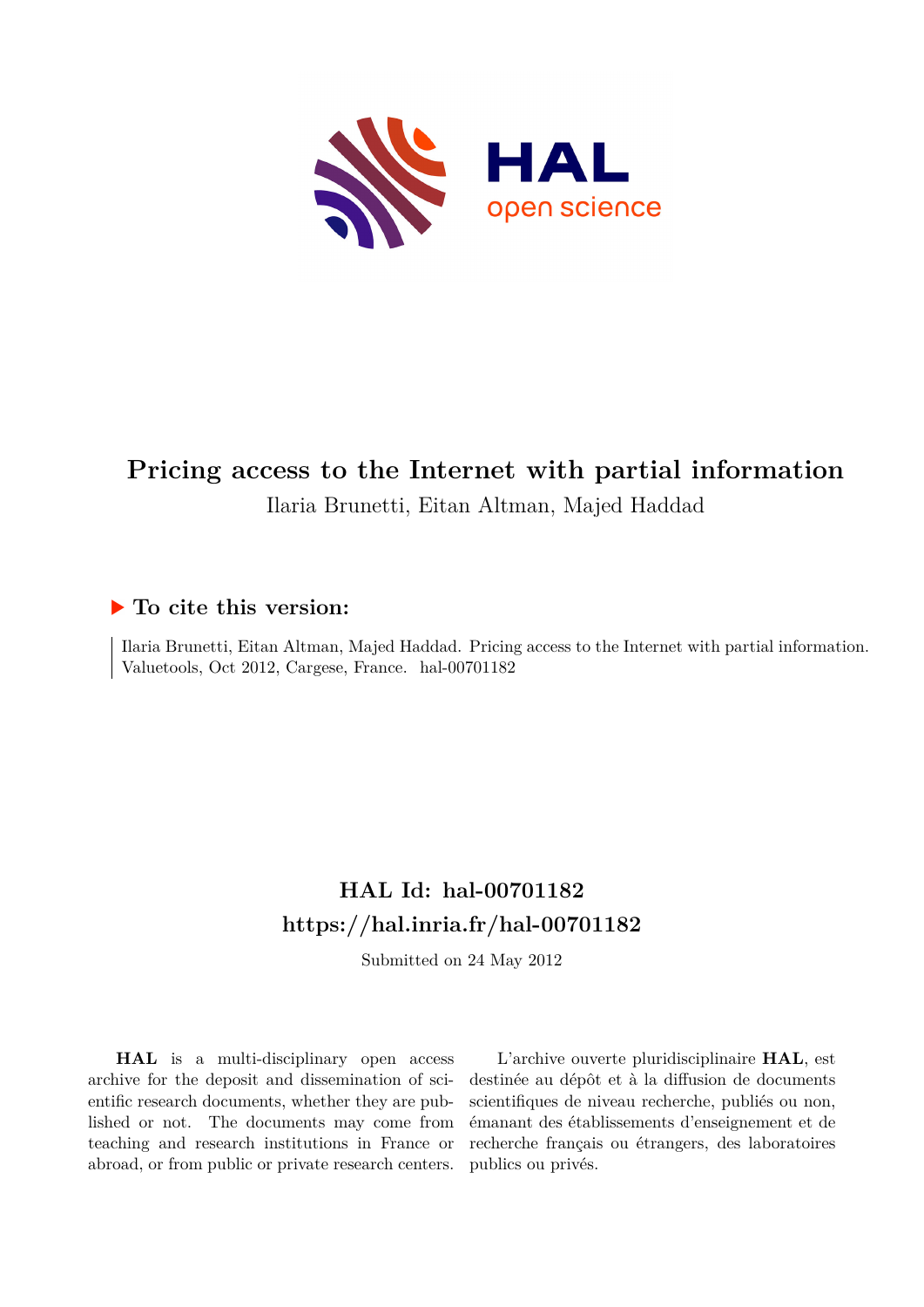# Pricing access to the Internet with partial information

Ilaria Brunetti, Eitan Altman, Majed Haddad

## ▶ To cite this version:

Ilaria Brunetti, Eitan Altman, Majed Haddad. Pricing access to the Internet with partial information. Valuetools, Oct 2012, Cargese, France. hal-00701182

## HAL Id: hal-00701182
## https://hal.inria.fr/hal-00701182

Submitted on 24 May 2012

**HAL** is a multi-disciplinary open access archive for the deposit and dissemination of scientific research documents, whether they are published or not. The documents may come from teaching and research institutions in France or abroad, or from public or private research centers.

L'archive ouverte pluridisciplinaire **HAL**, est destinée au dépôt et à la diffusion de documents scientifiques de niveau recherche, publiés ou non, émanant des établissements d'enseignement et de recherche français ou étrangers, des laboratoires publics ou privés.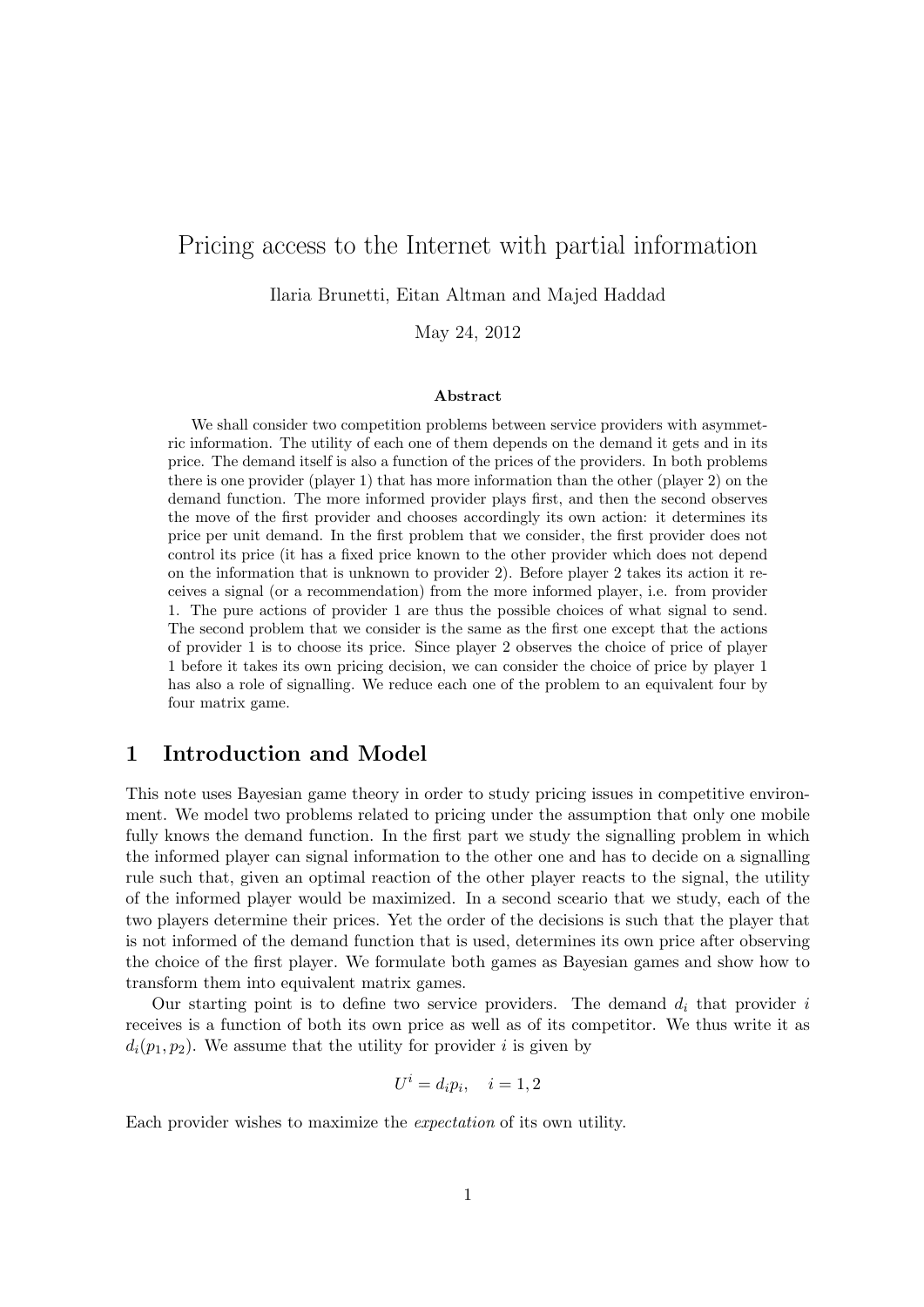# Pricing access to the Internet with partial information

Ilaria Brunetti, Eitan Altman and Majed Haddad

May 24, 2012

**Abstract**

We shall consider two competition problems between service providers with asymmetric information. The utility of each one of them depends on the demand it gets and in its price. The demand itself is also a function of the prices of the providers. In both problems there is one provider (player 1) that has more information than the other (player 2) on the demand function. The more informed provider plays first, and then the second observes the move of the first provider and chooses accordingly its own action: it determines its price per unit demand. In the first problem that we consider, the first provider does not control its price (it has a fixed price known to the other provider which does not depend on the information that is unknown to provider 2). Before player 2 takes its action it receives a signal (or a recommendation) from the more informed player, i.e. from provider 1. The pure actions of provider 1 are thus the possible choices of what signal to send. The second problem that we consider is the same as the first one except that the actions of provider 1 is to choose its price. Since player 2 observes the choice of price of player 1 before it takes its own pricing decision, we can consider the choice of price by player 1 has also a role of signalling. We reduce each one of the problem to an equivalent four by four matrix game.

## 1 Introduction and Model

This note uses Bayesian game theory in order to study pricing issues in competitive environment. We model two problems related to pricing under the assumption that only one mobile fully knows the demand function. In the first part we study the signalling problem in which the informed player can signal information to the other one and has to decide on a signalling rule such that, given an optimal reaction of the other player reacts to the signal, the utility of the informed player would be maximized. In a second sceario that we study, each of the two players determine their prices. Yet the order of the decisions is such that the player that is not informed of the demand function that is used, determines its own price after observing the choice of the first player. We formulate both games as Bayesian games and show how to transform them into equivalent matrix games.

Our starting point is to define two service providers. The demand $d_i$ that provider $i$ receives is a function of both its own price as well as of its competitor. We thus write it as $d_i(p_1, p_2)$. We assume that the utility for provider $i$ is given by

$$U^i = d_i p_i, \quad i = 1, 2$$

Each provider wishes to maximize the *expectation* of its own utility.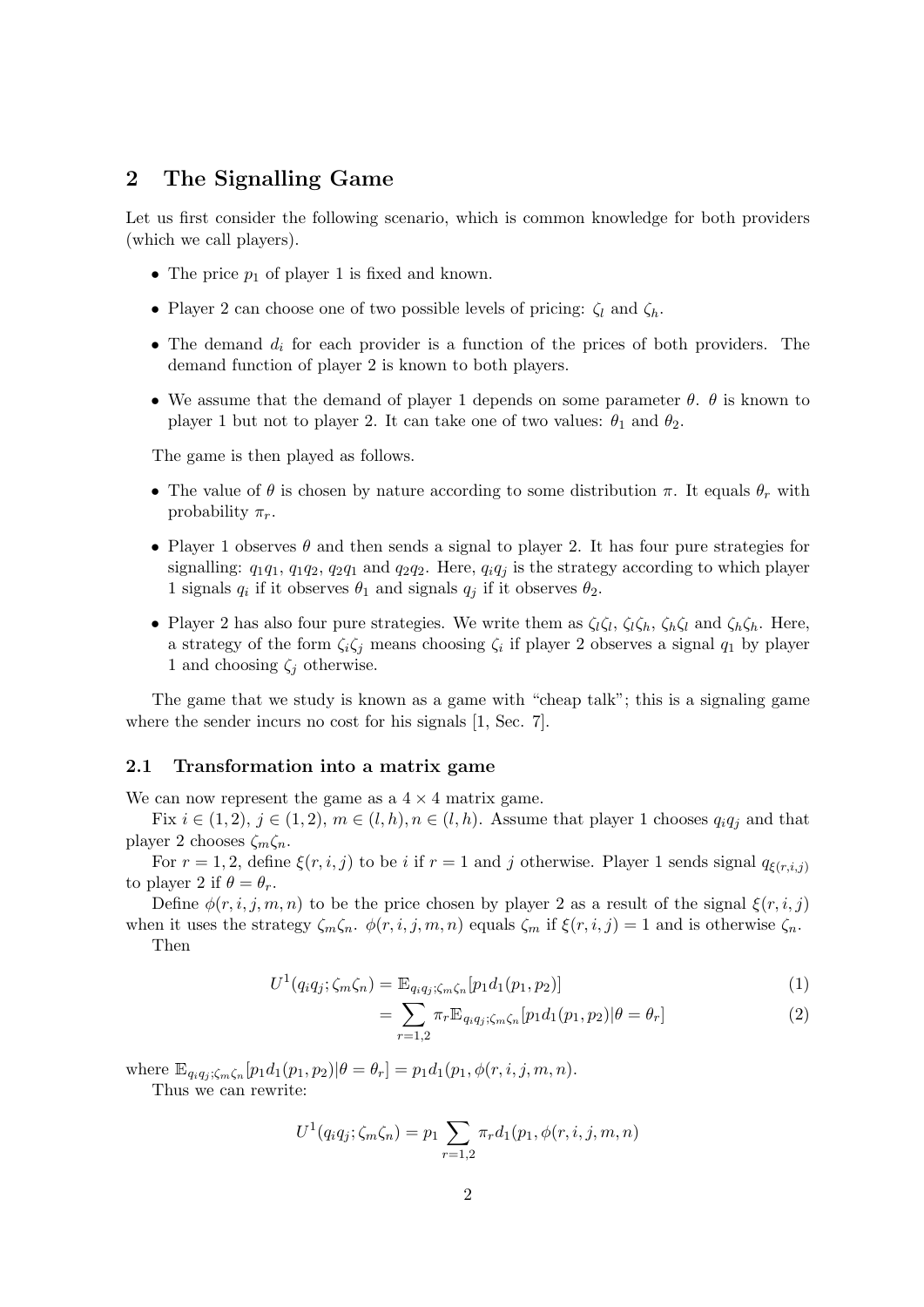## 2 The Signalling Game

Let us first consider the following scenario, which is common knowledge for both providers (which we call players).

- The price $p_1$ of player 1 is fixed and known.
- Player 2 can choose one of two possible levels of pricing: $\zeta_l$ and $\zeta_h$.
- The demand $d_i$ for each provider is a function of the prices of both providers. The demand function of player 2 is known to both players.
- We assume that the demand of player 1 depends on some parameter $\theta$. $\theta$ is known to player 1 but not to player 2. It can take one of two values: $\theta_1$ and $\theta_2$.

The game is then played as follows.

- The value of $\theta$ is chosen by nature according to some distribution $\pi$. It equals $\theta_r$ with probability $\pi_r$.
- Player 1 observes $\theta$ and then sends a signal to player 2. It has four pure strategies for signalling: $q_1q_1$, $q_1q_2$, $q_2q_1$ and $q_2q_2$. Here, $q_iq_j$ is the strategy according to which player 1 signals $q_i$ if it observes $\theta_1$ and signals $q_j$ if it observes $\theta_2$.
- Player 2 has also four pure strategies. We write them as $\zeta_l\zeta_l$, $\zeta_l\zeta_h$, $\zeta_h\zeta_l$ and $\zeta_h\zeta_h$. Here, a strategy of the form $\zeta_i\zeta_j$ means choosing $\zeta_i$ if player 2 observes a signal $q_1$ by player 1 and choosing $\zeta_j$ otherwise.

The game that we study is known as a game with "cheap talk"; this is a signaling game where the sender incurs no cost for his signals [1, Sec. 7].

### 2.1 Transformation into a matrix game

We can now represent the game as a $4 \times 4$ matrix game.

Fix $i \in (1,2)$, $j \in (1,2)$, $m \in (l,h)$, $n \in (l,h)$. Assume that player 1 chooses $q_iq_j$ and that player 2 chooses $\zeta_m\zeta_n$.

For $r = 1,2$, define $\xi(r,i,j)$ to be $i$ if $r = 1$ and $j$ otherwise. Player 1 sends signal $q_{\xi(r,i,j)}$ to player 2 if $\theta = \theta_r$.

Define $\phi(r,i,j,m,n)$ to be the price chosen by player 2 as a result of the signal $\xi(r,i,j)$ when it uses the strategy $\zeta_m\zeta_n$. $\phi(r,i,j,m,n)$ equals $\zeta_m$ if $\xi(r,i,j) = 1$ and is otherwise $\zeta_n$.

Then

$$U^1(q_iq_j;\zeta_m\zeta_n) = \mathbb{E}_{q_iq_j;\zeta_m\zeta_n}[p_1 d_1(p_1,p_2)] \tag{1}$$

$$= \sum_{r=1,2} \pi_r \mathbb{E}_{q_iq_j;\zeta_m\zeta_n}[p_1 d_1(p_1,p_2)|\theta = \theta_r] \tag{2}$$

where $\mathbb{E}_{q_iq_j;\zeta_m\zeta_n}[p_1 d_1(p_1,p_2)|\theta = \theta_r] = p_1 d_1(p_1, \phi(r,i,j,m,n)$.

Thus we can rewrite:

$$U^1(q_iq_j;\zeta_m\zeta_n) = p_1 \sum_{r=1,2} \pi_r d_1(p_1, \phi(r,i,j,m,n)$$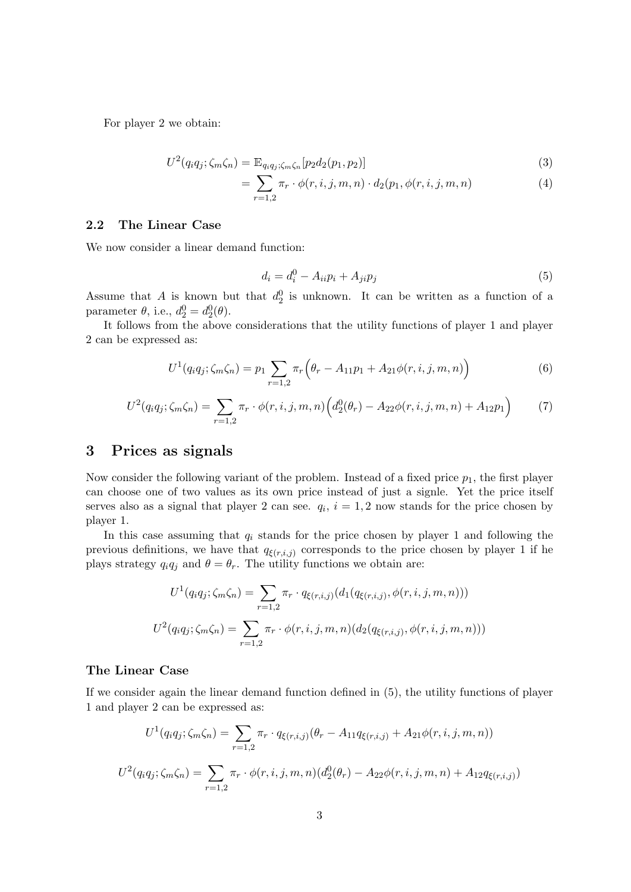For player 2 we obtain:

$$U^2(q_iq_j;\zeta_m\zeta_n) = \mathbb{E}_{q_iq_j;\zeta_m\zeta_n}[p_2d_2(p_1,p_2)] \tag{3}$$

$$= \sum_{r=1,2} \pi_r \cdot \phi(r,i,j,m,n) \cdot d_2(p_1, \phi(r,i,j,m,n)) \tag{4}$$

### 2.2 The Linear Case

We now consider a linear demand function:

$$d_i = d_i^0 - A_{ii}p_i + A_{ji}p_j \tag{5}$$

Assume that $A$ is known but that $d_2^0$ is unknown. It can be written as a function of a parameter $\theta$, i.e., $d_2^0 = d_2^0(\theta)$.

It follows from the above considerations that the utility functions of player 1 and player 2 can be expressed as:

$$U^1(q_iq_j;\zeta_m\zeta_n) = p_1 \sum_{r=1,2} \pi_r \Big(\theta_r - A_{11}p_1 + A_{21}\phi(r,i,j,m,n)\Big) \tag{6}$$

$$U^2(q_iq_j;\zeta_m\zeta_n) = \sum_{r=1,2} \pi_r \cdot \phi(r,i,j,m,n)\Big(d_2^0(\theta_r) - A_{22}\phi(r,i,j,m,n) + A_{12}p_1\Big) \tag{7}$$

## 3 Prices as signals

Now consider the following variant of the problem. Instead of a fixed price $p_1$, the first player can choose one of two values as its own price instead of just a signle. Yet the price itself serves also as a signal that player 2 can see. $q_i$, $i = 1,2$ now stands for the price chosen by player 1.

In this case assuming that $q_i$ stands for the price chosen by player 1 and following the previous definitions, we have that $q_{\xi(r,i,j)}$ corresponds to the price chosen by player 1 if he plays strategy $q_iq_j$ and $\theta = \theta_r$. The utility functions we obtain are:

$$U^1(q_iq_j;\zeta_m\zeta_n) = \sum_{r=1,2} \pi_r \cdot q_{\xi(r,i,j)}(d_1(q_{\xi(r,i,j)}, \phi(r,i,j,m,n)))$$

$$U^2(q_iq_j;\zeta_m\zeta_n) = \sum_{r=1,2} \pi_r \cdot \phi(r,i,j,m,n)(d_2(q_{\xi(r,i,j)}, \phi(r,i,j,m,n)))$$

#### The Linear Case

If we consider again the linear demand function defined in (5), the utility functions of player 1 and player 2 can be expressed as:

$$U^1(q_iq_j;\zeta_m\zeta_n) = \sum_{r=1,2} \pi_r \cdot q_{\xi(r,i,j)}(\theta_r - A_{11}q_{\xi(r,i,j)} + A_{21}\phi(r,i,j,m,n))$$

$$U^2(q_iq_j;\zeta_m\zeta_n) = \sum_{r=1,2} \pi_r \cdot \phi(r,i,j,m,n)(d_2^0(\theta_r) - A_{22}\phi(r,i,j,m,n) + A_{12}q_{\xi(r,i,j)})$$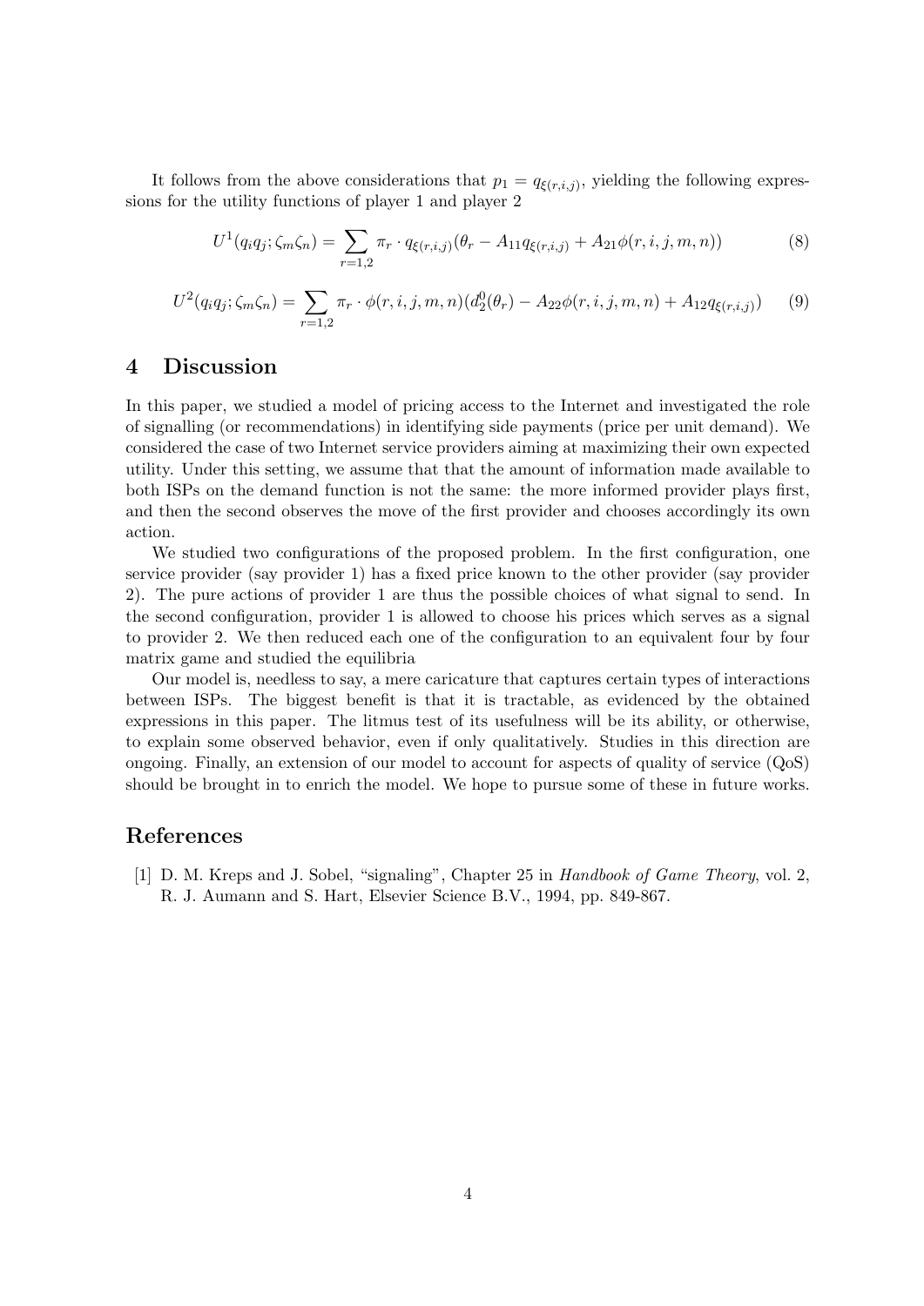It follows from the above considerations that $p_1 = q_{\xi(r,i,j)}$, yielding the following expressions for the utility functions of player 1 and player 2

$$U^1(q_i q_j; \zeta_m \zeta_n) = \sum_{r=1,2} \pi_r \cdot q_{\xi(r,i,j)} (\theta_r - A_{11} q_{\xi(r,i,j)} + A_{21} \phi(r,i,j,m,n)) \tag{8}$$

$$U^2(q_i q_j; \zeta_m \zeta_n) = \sum_{r=1,2} \pi_r \cdot \phi(r,i,j,m,n)(d_2^0(\theta_r) - A_{22}\phi(r,i,j,m,n) + A_{12} q_{\xi(r,i,j)}) \tag{9}$$

## 4 Discussion

In this paper, we studied a model of pricing access to the Internet and investigated the role of signalling (or recommendations) in identifying side payments (price per unit demand). We considered the case of two Internet service providers aiming at maximizing their own expected utility. Under this setting, we assume that that the amount of information made available to both ISPs on the demand function is not the same: the more informed provider plays first, and then the second observes the move of the first provider and chooses accordingly its own action.

We studied two configurations of the proposed problem. In the first configuration, one service provider (say provider 1) has a fixed price known to the other provider (say provider 2). The pure actions of provider 1 are thus the possible choices of what signal to send. In the second configuration, provider 1 is allowed to choose his prices which serves as a signal to provider 2. We then reduced each one of the configuration to an equivalent four by four matrix game and studied the equilibria

Our model is, needless to say, a mere caricature that captures certain types of interactions between ISPs. The biggest benefit is that it is tractable, as evidenced by the obtained expressions in this paper. The litmus test of its usefulness will be its ability, or otherwise, to explain some observed behavior, even if only qualitatively. Studies in this direction are ongoing. Finally, an extension of our model to account for aspects of quality of service (QoS) should be brought in to enrich the model. We hope to pursue some of these in future works.

## References

[1] D. M. Kreps and J. Sobel, "signaling", Chapter 25 in *Handbook of Game Theory*, vol. 2, R. J. Aumann and S. Hart, Elsevier Science B.V., 1994, pp. 849-867.